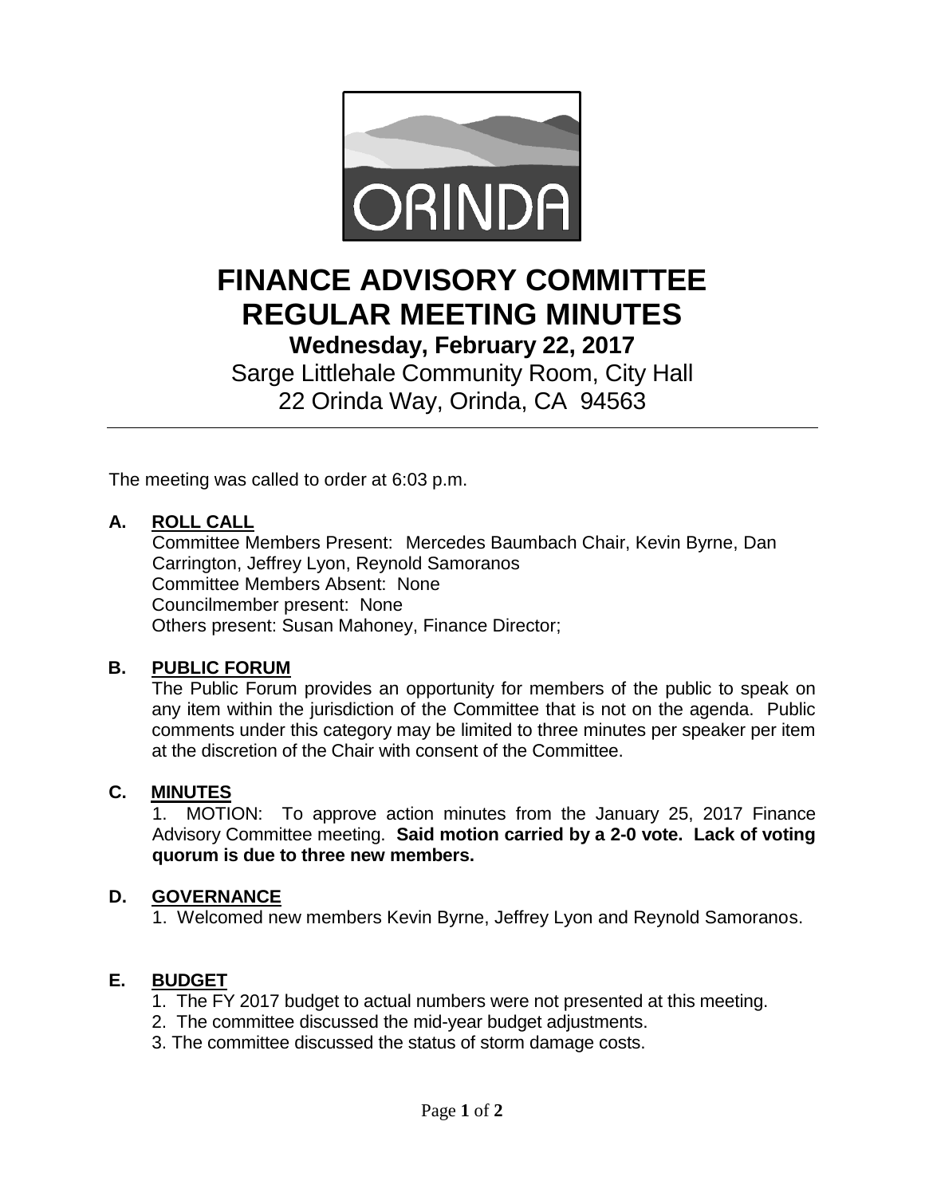# FINANCE ADVISORY COMMITTEE REGULAR MEETING MINUTES

## Wednesday, February 22, 2017

Sarge Littlehale Community Room, City Hall
22 Orinda Way, Orinda, CA 94563

---

The meeting was called to order at 6:03 p.m.

### A. ROLL CALL

Committee Members Present: Mercedes Baumbach Chair, Kevin Byrne, Dan Carrington, Jeffrey Lyon, Reynold Samoranos
Committee Members Absent: None
Councilmember present: None
Others present: Susan Mahoney, Finance Director;

### B. PUBLIC FORUM

The Public Forum provides an opportunity for members of the public to speak on any item within the jurisdiction of the Committee that is not on the agenda. Public comments under this category may be limited to three minutes per speaker per item at the discretion of the Chair with consent of the Committee.

### C. MINUTES

1. MOTION: To approve action minutes from the January 25, 2017 Finance Advisory Committee meeting. **Said motion carried by a 2-0 vote. Lack of voting quorum is due to three new members.**

### D. GOVERNANCE

1. Welcomed new members Kevin Byrne, Jeffrey Lyon and Reynold Samoranos.

### E. BUDGET

1. The FY 2017 budget to actual numbers were not presented at this meeting.
2. The committee discussed the mid-year budget adjustments.
3. The committee discussed the status of storm damage costs.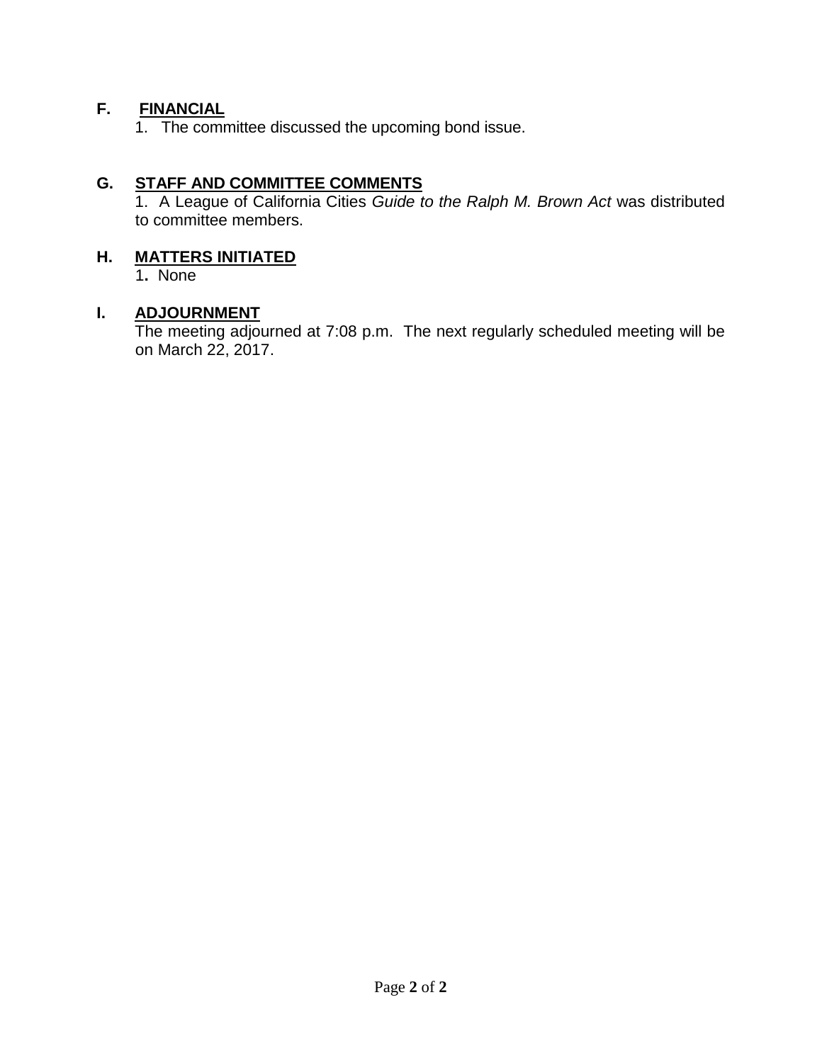## F. FINANCIAL

1. The committee discussed the upcoming bond issue.

## G. STAFF AND COMMITTEE COMMENTS

1. A League of California Cities *Guide to the Ralph M. Brown Act* was distributed to committee members.

## H. MATTERS INITIATED

1. None

## I. ADJOURNMENT

The meeting adjourned at 7:08 p.m. The next regularly scheduled meeting will be on March 22, 2017.